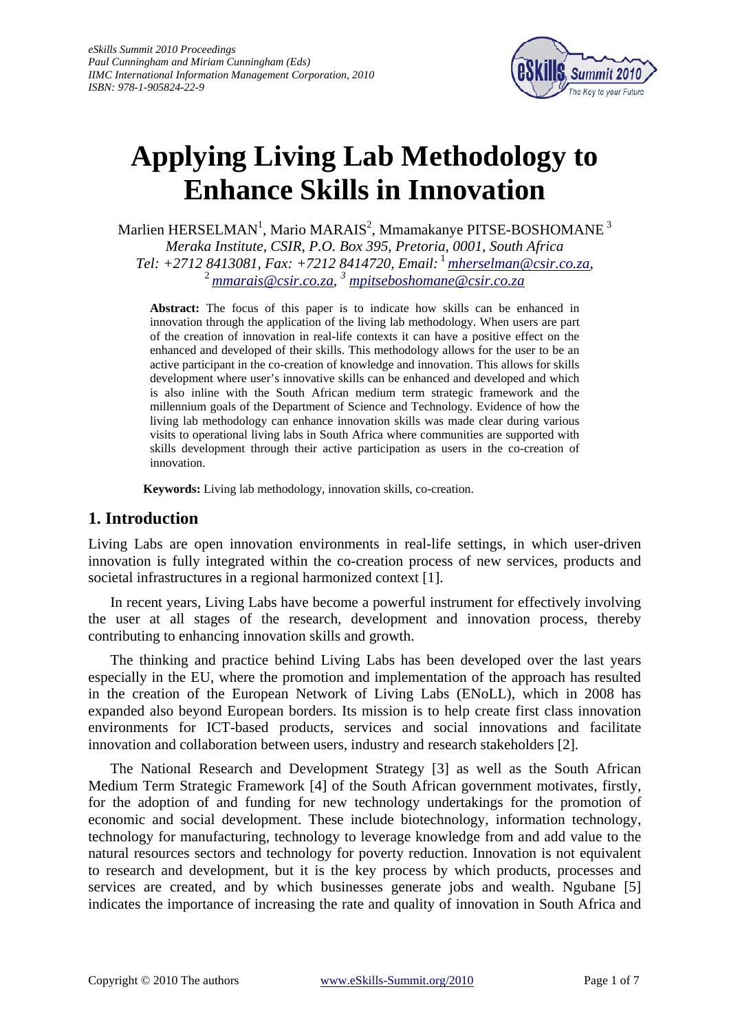*eSkills Summit 2010 Proceedings*
*Paul Cunningham and Miriam Cunningham (Eds)*
*IIMC International Information Management Corporation, 2010*
*ISBN: 978-1-905824-22-9*

# Applying Living Lab Methodology to Enhance Skills in Innovation

Marlien HERSELMAN[1], Mario MARAIS[2], Mmamakanye PITSE-BOSHOMANE[3]
*Meraka Institute, CSIR, P.O. Box 395, Pretoria, 0001, South Africa*
*Tel: +2712 8413081, Fax: +7212 8414720, Email:* [1] *mherselman@csir.co.za*,
[2] *mmarais@csir.co.za*, [3] *mpitseboshomane@csir.co.za*

**Abstract:** The focus of this paper is to indicate how skills can be enhanced in innovation through the application of the living lab methodology. When users are part of the creation of innovation in real-life contexts it can have a positive effect on the enhanced and developed of their skills. This methodology allows for the user to be an active participant in the co-creation of knowledge and innovation. This allows for skills development where user's innovative skills can be enhanced and developed and which is also inline with the South African medium term strategic framework and the millennium goals of the Department of Science and Technology. Evidence of how the living lab methodology can enhance innovation skills was made clear during various visits to operational living labs in South Africa where communities are supported with skills development through their active participation as users in the co-creation of innovation.

**Keywords:** Living lab methodology, innovation skills, co-creation.

## 1. Introduction

Living Labs are open innovation environments in real-life settings, in which user-driven innovation is fully integrated within the co-creation process of new services, products and societal infrastructures in a regional harmonized context [1].

In recent years, Living Labs have become a powerful instrument for effectively involving the user at all stages of the research, development and innovation process, thereby contributing to enhancing innovation skills and growth.

The thinking and practice behind Living Labs has been developed over the last years especially in the EU, where the promotion and implementation of the approach has resulted in the creation of the European Network of Living Labs (ENoLL), which in 2008 has expanded also beyond European borders. Its mission is to help create first class innovation environments for ICT-based products, services and social innovations and facilitate innovation and collaboration between users, industry and research stakeholders [2].

The National Research and Development Strategy [3] as well as the South African Medium Term Strategic Framework [4] of the South African government motivates, firstly, for the adoption of and funding for new technology undertakings for the promotion of economic and social development. These include biotechnology, information technology, technology for manufacturing, technology to leverage knowledge from and add value to the natural resources sectors and technology for poverty reduction. Innovation is not equivalent to research and development, but it is the key process by which products, processes and services are created, and by which businesses generate jobs and wealth. Ngubane [5] indicates the importance of increasing the rate and quality of innovation in South Africa and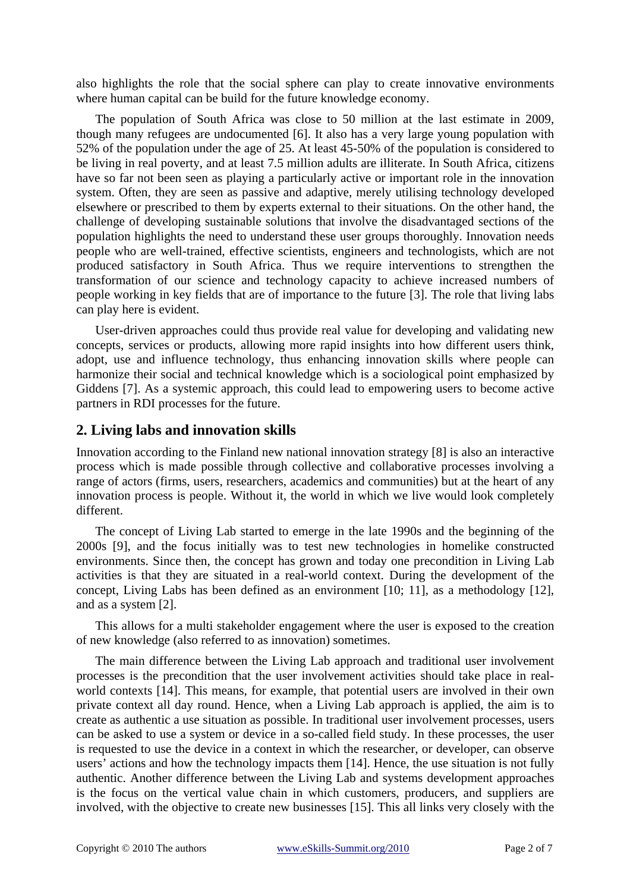also highlights the role that the social sphere can play to create innovative environments where human capital can be build for the future knowledge economy.

The population of South Africa was close to 50 million at the last estimate in 2009, though many refugees are undocumented [6]. It also has a very large young population with 52% of the population under the age of 25. At least 45-50% of the population is considered to be living in real poverty, and at least 7.5 million adults are illiterate. In South Africa, citizens have so far not been seen as playing a particularly active or important role in the innovation system. Often, they are seen as passive and adaptive, merely utilising technology developed elsewhere or prescribed to them by experts external to their situations. On the other hand, the challenge of developing sustainable solutions that involve the disadvantaged sections of the population highlights the need to understand these user groups thoroughly. Innovation needs people who are well-trained, effective scientists, engineers and technologists, which are not produced satisfactory in South Africa. Thus we require interventions to strengthen the transformation of our science and technology capacity to achieve increased numbers of people working in key fields that are of importance to the future [3]. The role that living labs can play here is evident.

User-driven approaches could thus provide real value for developing and validating new concepts, services or products, allowing more rapid insights into how different users think, adopt, use and influence technology, thus enhancing innovation skills where people can harmonize their social and technical knowledge which is a sociological point emphasized by Giddens [7]. As a systemic approach, this could lead to empowering users to become active partners in RDI processes for the future.

## 2. Living labs and innovation skills

Innovation according to the Finland new national innovation strategy [8] is also an interactive process which is made possible through collective and collaborative processes involving a range of actors (firms, users, researchers, academics and communities) but at the heart of any innovation process is people. Without it, the world in which we live would look completely different.

The concept of Living Lab started to emerge in the late 1990s and the beginning of the 2000s [9], and the focus initially was to test new technologies in homelike constructed environments. Since then, the concept has grown and today one precondition in Living Lab activities is that they are situated in a real-world context. During the development of the concept, Living Labs has been defined as an environment [10; 11], as a methodology [12], and as a system [2].

This allows for a multi stakeholder engagement where the user is exposed to the creation of new knowledge (also referred to as innovation) sometimes.

The main difference between the Living Lab approach and traditional user involvement processes is the precondition that the user involvement activities should take place in real-world contexts [14]. This means, for example, that potential users are involved in their own private context all day round. Hence, when a Living Lab approach is applied, the aim is to create as authentic a use situation as possible. In traditional user involvement processes, users can be asked to use a system or device in a so-called field study. In these processes, the user is requested to use the device in a context in which the researcher, or developer, can observe users' actions and how the technology impacts them [14]. Hence, the use situation is not fully authentic. Another difference between the Living Lab and systems development approaches is the focus on the vertical value chain in which customers, producers, and suppliers are involved, with the objective to create new businesses [15]. This all links very closely with the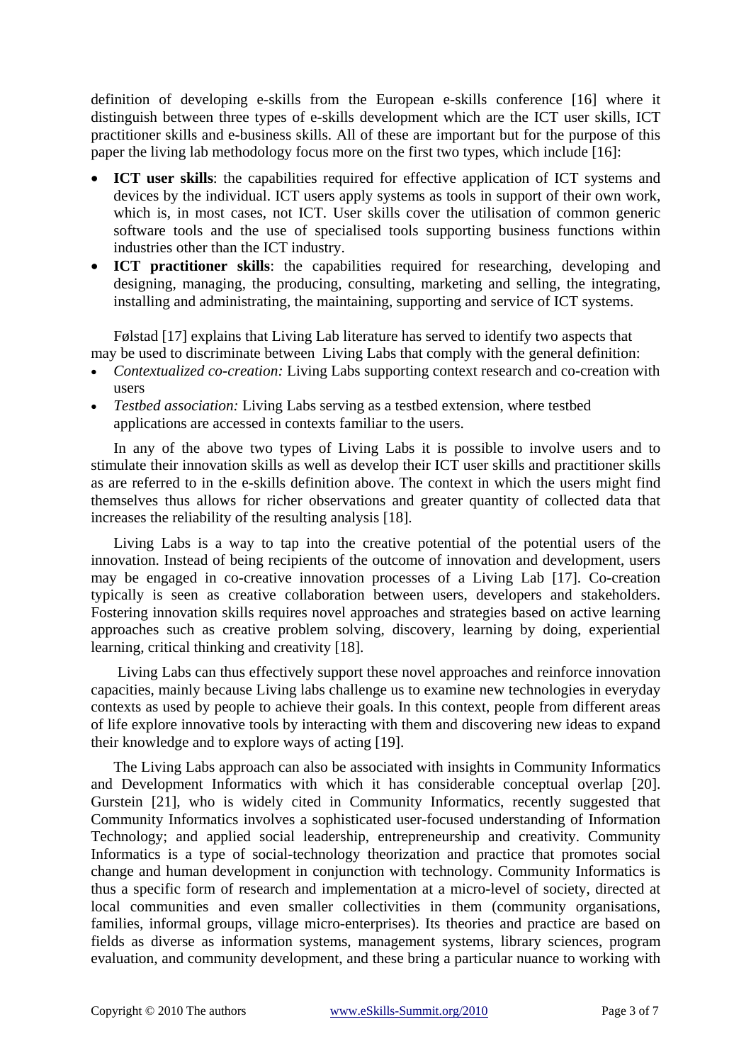definition of developing e-skills from the European e-skills conference [16] where it distinguish between three types of e-skills development which are the ICT user skills, ICT practitioner skills and e-business skills. All of these are important but for the purpose of this paper the living lab methodology focus more on the first two types, which include [16]:

- **ICT user skills**: the capabilities required for effective application of ICT systems and devices by the individual. ICT users apply systems as tools in support of their own work, which is, in most cases, not ICT. User skills cover the utilisation of common generic software tools and the use of specialised tools supporting business functions within industries other than the ICT industry.
- **ICT practitioner skills**: the capabilities required for researching, developing and designing, managing, the producing, consulting, marketing and selling, the integrating, installing and administrating, the maintaining, supporting and service of ICT systems.

Følstad [17] explains that Living Lab literature has served to identify two aspects that may be used to discriminate between Living Labs that comply with the general definition:

- *Contextualized co-creation:* Living Labs supporting context research and co-creation with users
- *Testbed association:* Living Labs serving as a testbed extension, where testbed applications are accessed in contexts familiar to the users.

In any of the above two types of Living Labs it is possible to involve users and to stimulate their innovation skills as well as develop their ICT user skills and practitioner skills as are referred to in the e-skills definition above. The context in which the users might find themselves thus allows for richer observations and greater quantity of collected data that increases the reliability of the resulting analysis [18].

Living Labs is a way to tap into the creative potential of the potential users of the innovation. Instead of being recipients of the outcome of innovation and development, users may be engaged in co-creative innovation processes of a Living Lab [17]. Co-creation typically is seen as creative collaboration between users, developers and stakeholders. Fostering innovation skills requires novel approaches and strategies based on active learning approaches such as creative problem solving, discovery, learning by doing, experiential learning, critical thinking and creativity [18].

Living Labs can thus effectively support these novel approaches and reinforce innovation capacities, mainly because Living labs challenge us to examine new technologies in everyday contexts as used by people to achieve their goals. In this context, people from different areas of life explore innovative tools by interacting with them and discovering new ideas to expand their knowledge and to explore ways of acting [19].

The Living Labs approach can also be associated with insights in Community Informatics and Development Informatics with which it has considerable conceptual overlap [20]. Gurstein [21], who is widely cited in Community Informatics, recently suggested that Community Informatics involves a sophisticated user-focused understanding of Information Technology; and applied social leadership, entrepreneurship and creativity. Community Informatics is a type of social-technology theorization and practice that promotes social change and human development in conjunction with technology. Community Informatics is thus a specific form of research and implementation at a micro-level of society, directed at local communities and even smaller collectivities in them (community organisations, families, informal groups, village micro-enterprises). Its theories and practice are based on fields as diverse as information systems, management systems, library sciences, program evaluation, and community development, and these bring a particular nuance to working with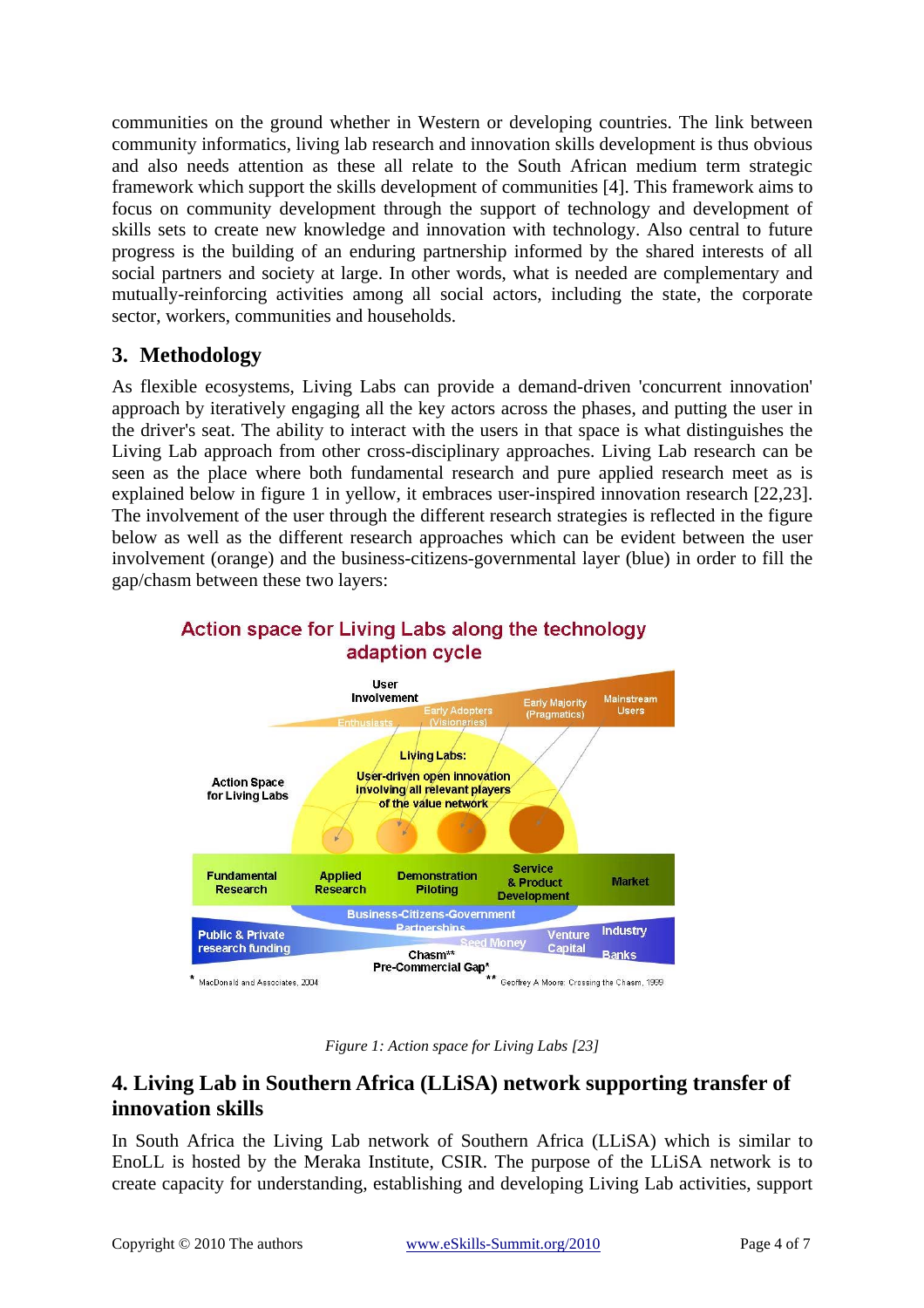communities on the ground whether in Western or developing countries. The link between community informatics, living lab research and innovation skills development is thus obvious and also needs attention as these all relate to the South African medium term strategic framework which support the skills development of communities [4]. This framework aims to focus on community development through the support of technology and development of skills sets to create new knowledge and innovation with technology. Also central to future progress is the building of an enduring partnership informed by the shared interests of all social partners and society at large. In other words, what is needed are complementary and mutually-reinforcing activities among all social actors, including the state, the corporate sector, workers, communities and households.

## 3. Methodology

As flexible ecosystems, Living Labs can provide a demand-driven 'concurrent innovation' approach by iteratively engaging all the key actors across the phases, and putting the user in the driver's seat. The ability to interact with the users in that space is what distinguishes the Living Lab approach from other cross-disciplinary approaches. Living Lab research can be seen as the place where both fundamental research and pure applied research meet as is explained below in figure 1 in yellow, it embraces user-inspired innovation research [22,23]. The involvement of the user through the different research strategies is reflected in the figure below as well as the different research approaches which can be evident between the user involvement (orange) and the business-citizens-governmental layer (blue) in order to fill the gap/chasm between these two layers:

*Figure 1: Action space for Living Labs [23]*

## 4. Living Lab in Southern Africa (LLiSA) network supporting transfer of innovation skills

In South Africa the Living Lab network of Southern Africa (LLiSA) which is similar to EnoLL is hosted by the Meraka Institute, CSIR. The purpose of the LLiSA network is to create capacity for understanding, establishing and developing Living Lab activities, support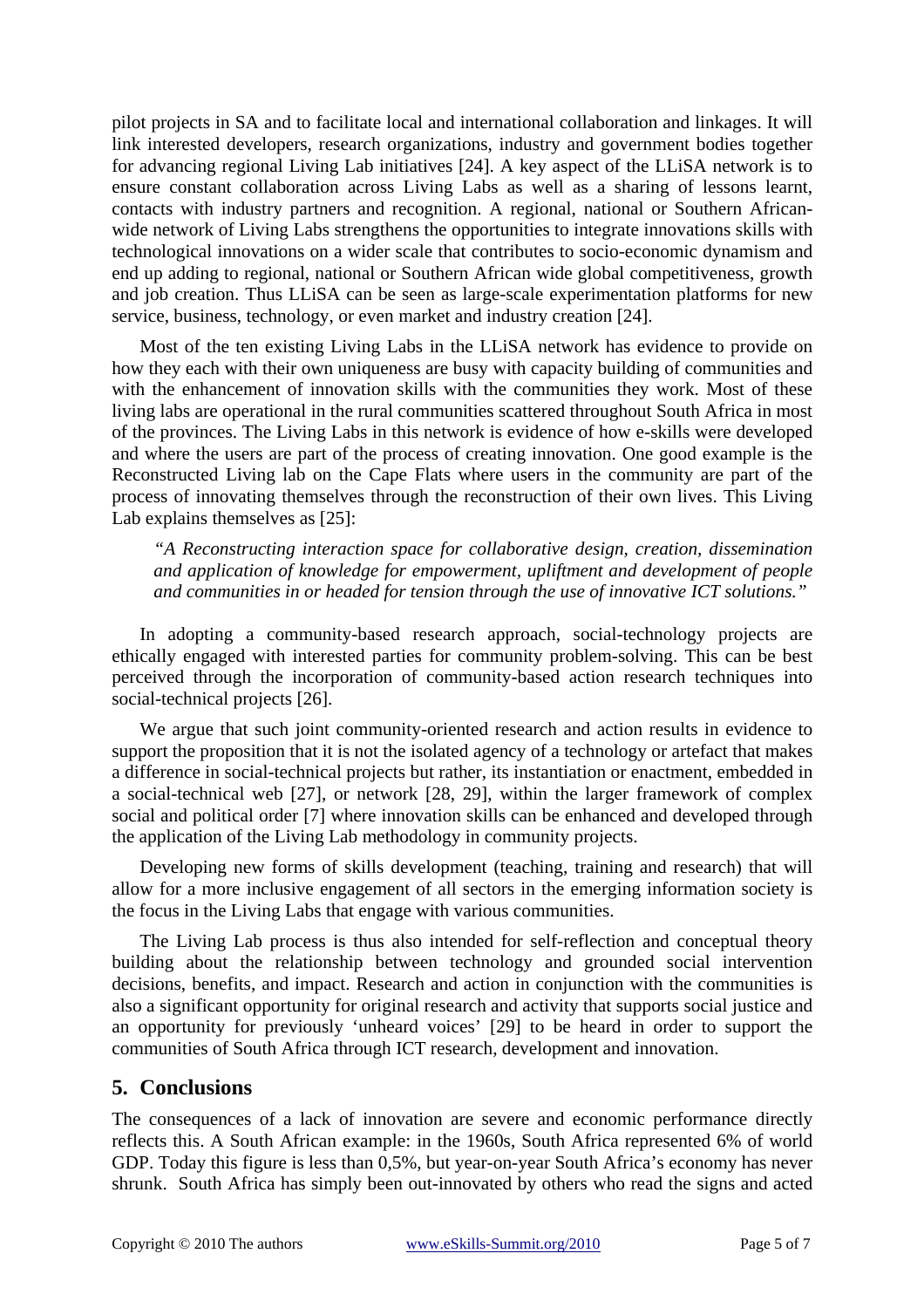pilot projects in SA and to facilitate local and international collaboration and linkages. It will link interested developers, research organizations, industry and government bodies together for advancing regional Living Lab initiatives [24]. A key aspect of the LLiSA network is to ensure constant collaboration across Living Labs as well as a sharing of lessons learnt, contacts with industry partners and recognition. A regional, national or Southern African-wide network of Living Labs strengthens the opportunities to integrate innovations skills with technological innovations on a wider scale that contributes to socio-economic dynamism and end up adding to regional, national or Southern African wide global competitiveness, growth and job creation. Thus LLiSA can be seen as large-scale experimentation platforms for new service, business, technology, or even market and industry creation [24].

Most of the ten existing Living Labs in the LLiSA network has evidence to provide on how they each with their own uniqueness are busy with capacity building of communities and with the enhancement of innovation skills with the communities they work. Most of these living labs are operational in the rural communities scattered throughout South Africa in most of the provinces. The Living Labs in this network is evidence of how e-skills were developed and where the users are part of the process of creating innovation. One good example is the Reconstructed Living lab on the Cape Flats where users in the community are part of the process of innovating themselves through the reconstruction of their own lives. This Living Lab explains themselves as [25]:

> *"A Reconstructing interaction space for collaborative design, creation, dissemination and application of knowledge for empowerment, upliftment and development of people and communities in or headed for tension through the use of innovative ICT solutions."*

In adopting a community-based research approach, social-technology projects are ethically engaged with interested parties for community problem-solving. This can be best perceived through the incorporation of community-based action research techniques into social-technical projects [26].

We argue that such joint community-oriented research and action results in evidence to support the proposition that it is not the isolated agency of a technology or artefact that makes a difference in social-technical projects but rather, its instantiation or enactment, embedded in a social-technical web [27], or network [28, 29], within the larger framework of complex social and political order [7] where innovation skills can be enhanced and developed through the application of the Living Lab methodology in community projects.

Developing new forms of skills development (teaching, training and research) that will allow for a more inclusive engagement of all sectors in the emerging information society is the focus in the Living Labs that engage with various communities.

The Living Lab process is thus also intended for self-reflection and conceptual theory building about the relationship between technology and grounded social intervention decisions, benefits, and impact. Research and action in conjunction with the communities is also a significant opportunity for original research and activity that supports social justice and an opportunity for previously 'unheard voices' [29] to be heard in order to support the communities of South Africa through ICT research, development and innovation.

## 5. Conclusions

The consequences of a lack of innovation are severe and economic performance directly reflects this. A South African example: in the 1960s, South Africa represented 6% of world GDP. Today this figure is less than 0,5%, but year-on-year South Africa's economy has never shrunk. South Africa has simply been out-innovated by others who read the signs and acted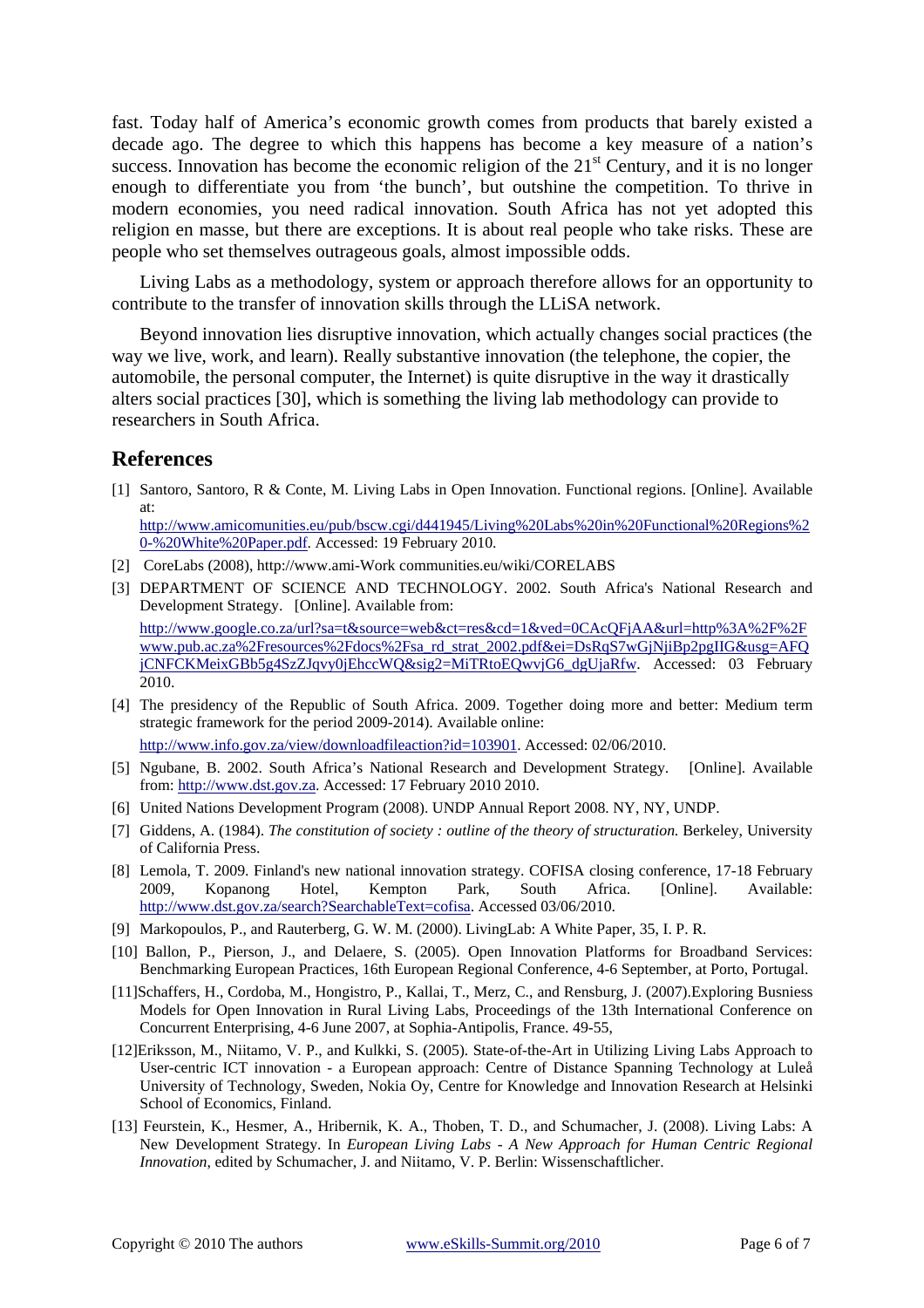fast. Today half of America's economic growth comes from products that barely existed a decade ago. The degree to which this happens has become a key measure of a nation's success. Innovation has become the economic religion of the 21st Century, and it is no longer enough to differentiate you from 'the bunch', but outshine the competition. To thrive in modern economies, you need radical innovation. South Africa has not yet adopted this religion en masse, but there are exceptions. It is about real people who take risks. These are people who set themselves outrageous goals, almost impossible odds.

Living Labs as a methodology, system or approach therefore allows for an opportunity to contribute to the transfer of innovation skills through the LLiSA network.

Beyond innovation lies disruptive innovation, which actually changes social practices (the way we live, work, and learn). Really substantive innovation (the telephone, the copier, the automobile, the personal computer, the Internet) is quite disruptive in the way it drastically alters social practices [30], which is something the living lab methodology can provide to researchers in South Africa.

## References

[1] Santoro, Santoro, R & Conte, M. Living Labs in Open Innovation. Functional regions. [Online]. Available at: http://www.amicomunities.eu/pub/bscw.cgi/d441945/Living%20Labs%20in%20Functional%20Regions%20-%20White%20Paper.pdf. Accessed: 19 February 2010.

[2] CoreLabs (2008), http://www.ami-Work communities.eu/wiki/CORELABS

[3] DEPARTMENT OF SCIENCE AND TECHNOLOGY. 2002. South Africa's National Research and Development Strategy. [Online]. Available from: http://www.google.co.za/url?sa=t&source=web&ct=res&cd=1&ved=0CAcQFjAA&url=http%3A%2F%2Fwww.pub.ac.za%2Fresources%2Fdocs%2Fsa_rd_strat_2002.pdf&ei=DsRqS7wGjNjiBp2pgIIG&usg=AFQjCNFCKMeixGBb5g4SzZJqvy0jEhccWQ&sig2=MiTRtoEQwvjG6_dgUjaRfw. Accessed: 03 February 2010.

[4] The presidency of the Republic of South Africa. 2009. Together doing more and better: Medium term strategic framework for the period 2009-2014). Available online: http://www.info.gov.za/view/downloadfileaction?id=103901. Accessed: 02/06/2010.

[5] Ngubane, B. 2002. South Africa's National Research and Development Strategy. [Online]. Available from: http://www.dst.gov.za. Accessed: 17 February 2010 2010.

[6] United Nations Development Program (2008). UNDP Annual Report 2008. NY, NY, UNDP.

[7] Giddens, A. (1984). *The constitution of society : outline of the theory of structuration.* Berkeley, University of California Press.

[8] Lemola, T. 2009. Finland's new national innovation strategy. COFISA closing conference, 17-18 February 2009, Kopanong Hotel, Kempton Park, South Africa. [Online]. Available: http://www.dst.gov.za/search?SearchableText=cofisa. Accessed 03/06/2010.

[9] Markopoulos, P., and Rauterberg, G. W. M. (2000). LivingLab: A White Paper, 35, I. P. R.

[10] Ballon, P., Pierson, J., and Delaere, S. (2005). Open Innovation Platforms for Broadband Services: Benchmarking European Practices, 16th European Regional Conference, 4-6 September, at Porto, Portugal.

[11] Schaffers, H., Cordoba, M., Hongistro, P., Kallai, T., Merz, C., and Rensburg, J. (2007).Exploring Busniess Models for Open Innovation in Rural Living Labs, Proceedings of the 13th International Conference on Concurrent Enterprising, 4-6 June 2007, at Sophia-Antipolis, France. 49-55,

[12] Eriksson, M., Niitamo, V. P., and Kulkki, S. (2005). State-of-the-Art in Utilizing Living Labs Approach to User-centric ICT innovation - a European approach: Centre of Distance Spanning Technology at Luleå University of Technology, Sweden, Nokia Oy, Centre for Knowledge and Innovation Research at Helsinki School of Economics, Finland.

[13] Feurstein, K., Hesmer, A., Hribernik, K. A., Thoben, T. D., and Schumacher, J. (2008). Living Labs: A New Development Strategy. In *European Living Labs - A New Approach for Human Centric Regional Innovation*, edited by Schumacher, J. and Niitamo, V. P. Berlin: Wissenschaftlicher.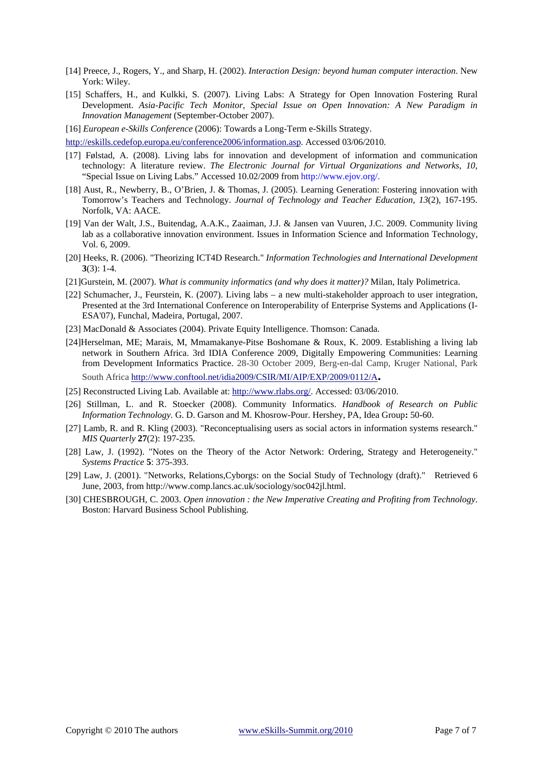[14] Preece, J., Rogers, Y., and Sharp, H. (2002). *Interaction Design: beyond human computer interaction*. New York: Wiley.

[15] Schaffers, H., and Kulkki, S. (2007). Living Labs: A Strategy for Open Innovation Fostering Rural Development. *Asia-Pacific Tech Monitor, Special Issue on Open Innovation: A New Paradigm in Innovation Management* (September-October 2007).

[16] *European e-Skills Conference* (2006): Towards a Long-Term e-Skills Strategy. http://eskills.cedefop.europa.eu/conference2006/information.asp. Accessed 03/06/2010.

[17] Følstad, A. (2008). Living labs for innovation and development of information and communication technology: A literature review. *The Electronic Journal for Virtual Organizations and Networks, 10*, "Special Issue on Living Labs." Accessed 10.02/2009 from http://www.ejov.org/.

[18] Aust, R., Newberry, B., O'Brien, J. & Thomas, J. (2005). Learning Generation: Fostering innovation with Tomorrow's Teachers and Technology. *Journal of Technology and Teacher Education, 13*(2), 167-195. Norfolk, VA: AACE.

[19] Van der Walt, J.S., Buitendag, A.A.K., Zaaiman, J.J. & Jansen van Vuuren, J.C. 2009. Community living lab as a collaborative innovation environment. Issues in Information Science and Information Technology, Vol. 6, 2009.

[20] Heeks, R. (2006). "Theorizing ICT4D Research." *Information Technologies and International Development* **3**(3): 1-4.

[21]Gurstein, M. (2007). *What is community informatics (and why does it matter)?* Milan, Italy Polimetrica.

[22] Schumacher, J., Feurstein, K. (2007). Living labs – a new multi-stakeholder approach to user integration, Presented at the 3rd International Conference on Interoperability of Enterprise Systems and Applications (I-ESA'07), Funchal, Madeira, Portugal, 2007.

[23] MacDonald & Associates (2004). Private Equity Intelligence. Thomson: Canada.

[24]Herselman, ME; Marais, M, Mmamakanye-Pitse Boshomane & Roux, K. 2009. Establishing a living lab network in Southern Africa. 3rd IDIA Conference 2009, Digitally Empowering Communities: Learning from Development Informatics Practice. 28-30 October 2009, Berg-en-dal Camp, Kruger National, Park South Africa http://www.conftool.net/idia2009/CSIR/MI/AIP/EXP/2009/0112/A**.**

[25] Reconstructed Living Lab. Available at: http://www.rlabs.org/. Accessed: 03/06/2010.

[26] Stillman, L. and R. Stoecker (2008). Community Informatics. *Handbook of Research on Public Information Technology*. G. D. Garson and M. Khosrow-Pour. Hershey, PA, Idea Group**:** 50-60.

[27] Lamb, R. and R. Kling (2003). "Reconceptualising users as social actors in information systems research." *MIS Quarterly* **27**(2): 197-235.

[28] Law, J. (1992). "Notes on the Theory of the Actor Network: Ordering, Strategy and Heterogeneity." *Systems Practice* **5**: 375-393.

[29] Law, J. (2001). "Networks, Relations,Cyborgs: on the Social Study of Technology (draft)." Retrieved 6 June, 2003, from http://www.comp.lancs.ac.uk/sociology/soc042jl.html.

[30] CHESBROUGH, C. 2003. *Open innovation : the New Imperative Creating and Profiting from Technology*. Boston: Harvard Business School Publishing.